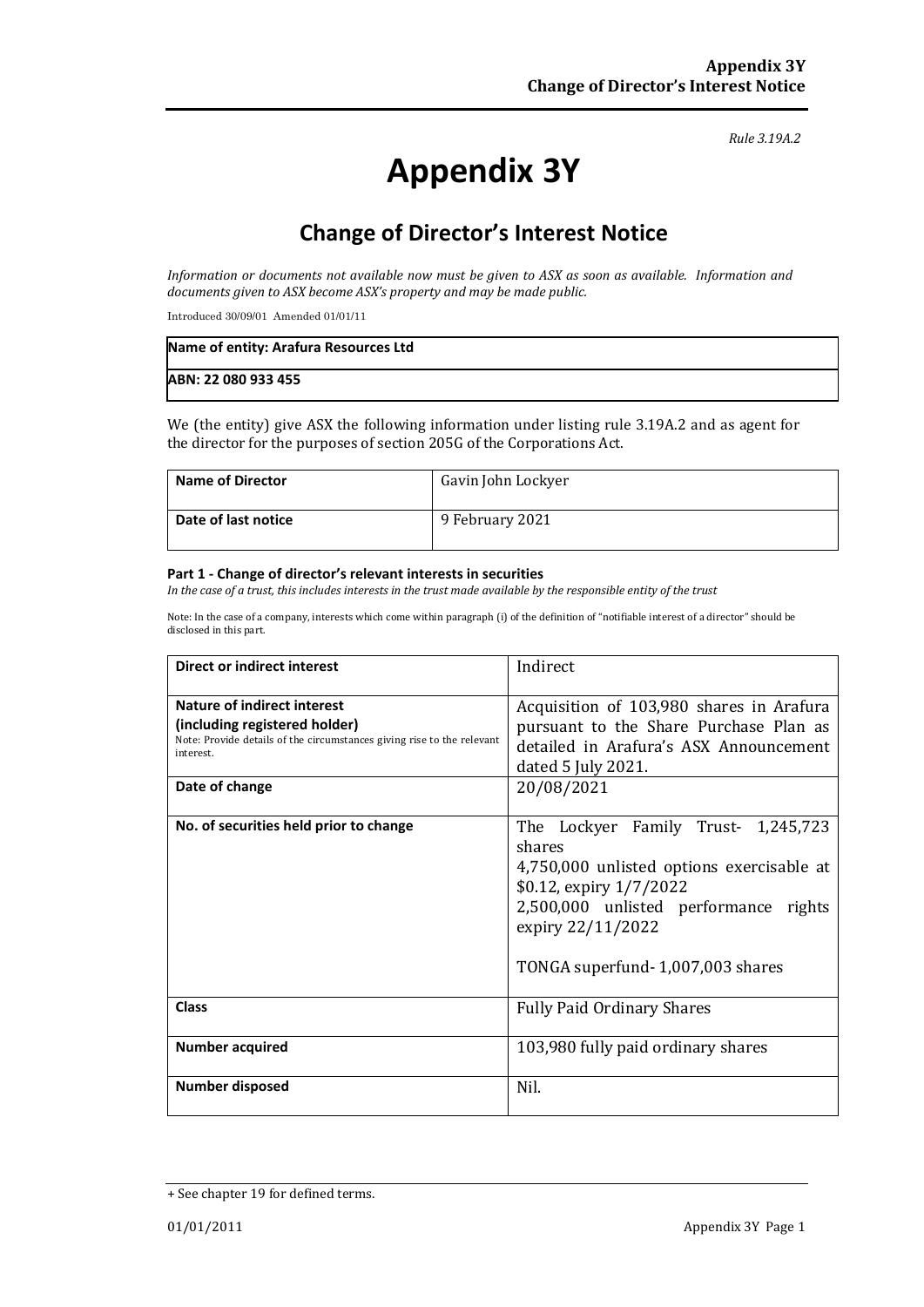*Rule 3.19A.2*

# Appendix 3Y

## Change of Director's Interest Notice

*Information or documents not available now must be given to ASX as soon as available. Information and documents given to ASX become ASX's property and may be made public.*

Introduced 30/09/01 Amended 01/01/11

| **Name of entity: Arafura Resources Ltd** |
|---|
| **ABN: 22 080 933 455** |

We (the entity) give ASX the following information under listing rule 3.19A.2 and as agent for the director for the purposes of section 205G of the Corporations Act.

| **Name of Director** | Gavin John Lockyer |
|---|---|
| **Date of last notice** | 9 February 2021 |

#### Part 1 - Change of director's relevant interests in securities

*In the case of a trust, this includes interests in the trust made available by the responsible entity of the trust*

Note: In the case of a company, interests which come within paragraph (i) of the definition of "notifiable interest of a director" should be disclosed in this part.

| **Direct or indirect interest** | Indirect |
|---|---|
| **Nature of indirect interest (including registered holder)** Note: Provide details of the circumstances giving rise to the relevant interest. | Acquisition of 103,980 shares in Arafura pursuant to the Share Purchase Plan as detailed in Arafura's ASX Announcement dated 5 July 2021. |
| **Date of change** | 20/08/2021 |
| **No. of securities held prior to change** | The Lockyer Family Trust- 1,245,723 shares<br>4,750,000 unlisted options exercisable at $0.12, expiry 1/7/2022<br>2,500,000 unlisted performance rights expiry 22/11/2022<br><br>TONGA superfund- 1,007,003 shares |
| **Class** | Fully Paid Ordinary Shares |
| **Number acquired** | 103,980 fully paid ordinary shares |
| **Number disposed** | Nil. |

+ See chapter 19 for defined terms.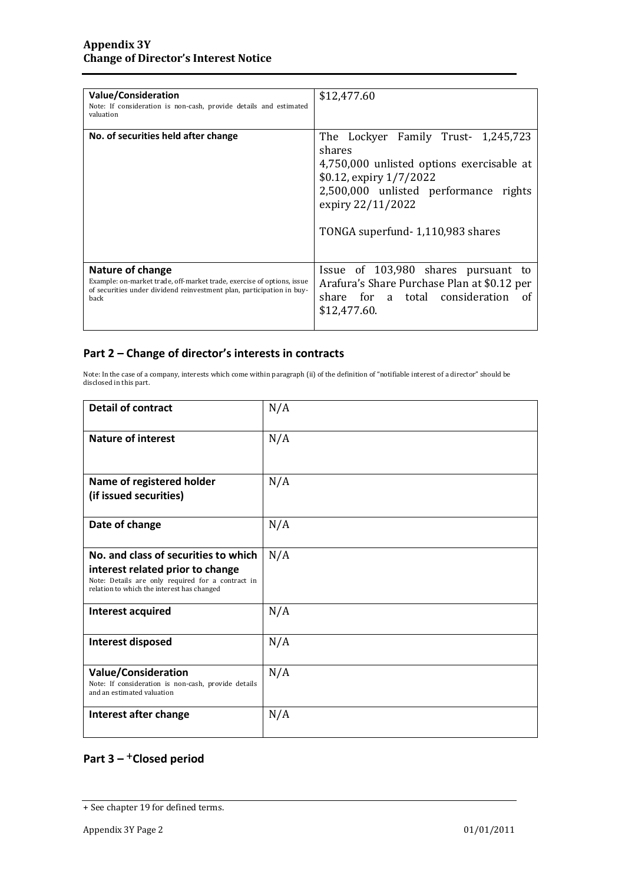| Value/Consideration<br>Note: If consideration is non-cash, provide details and estimated valuation | $12,477.60 |
|---|---|
| No. of securities held after change | The Lockyer Family Trust- 1,245,723 shares<br>4,750,000 unlisted options exercisable at $0.12, expiry 1/7/2022<br>2,500,000 unlisted performance rights expiry 22/11/2022<br><br>TONGA superfund- 1,110,983 shares |
| Nature of change<br>Example: on-market trade, off-market trade, exercise of options, issue of securities under dividend reinvestment plan, participation in buy-back | Issue of 103,980 shares pursuant to Arafura's Share Purchase Plan at $0.12 per share for a total consideration of $12,477.60. |

## Part 2 – Change of director's interests in contracts

Note: In the case of a company, interests which come within paragraph (ii) of the definition of "notifiable interest of a director" should be disclosed in this part.

| Detail of contract | N/A |
|---|---|
| Nature of interest | N/A |
| Name of registered holder<br>(if issued securities) | N/A |
| Date of change | N/A |
| No. and class of securities to which interest related prior to change<br>Note: Details are only required for a contract in relation to which the interest has changed | N/A |
| Interest acquired | N/A |
| Interest disposed | N/A |
| Value/Consideration<br>Note: If consideration is non-cash, provide details and an estimated valuation | N/A |
| Interest after change | N/A |

## Part 3 – +Closed period

+ See chapter 19 for defined terms.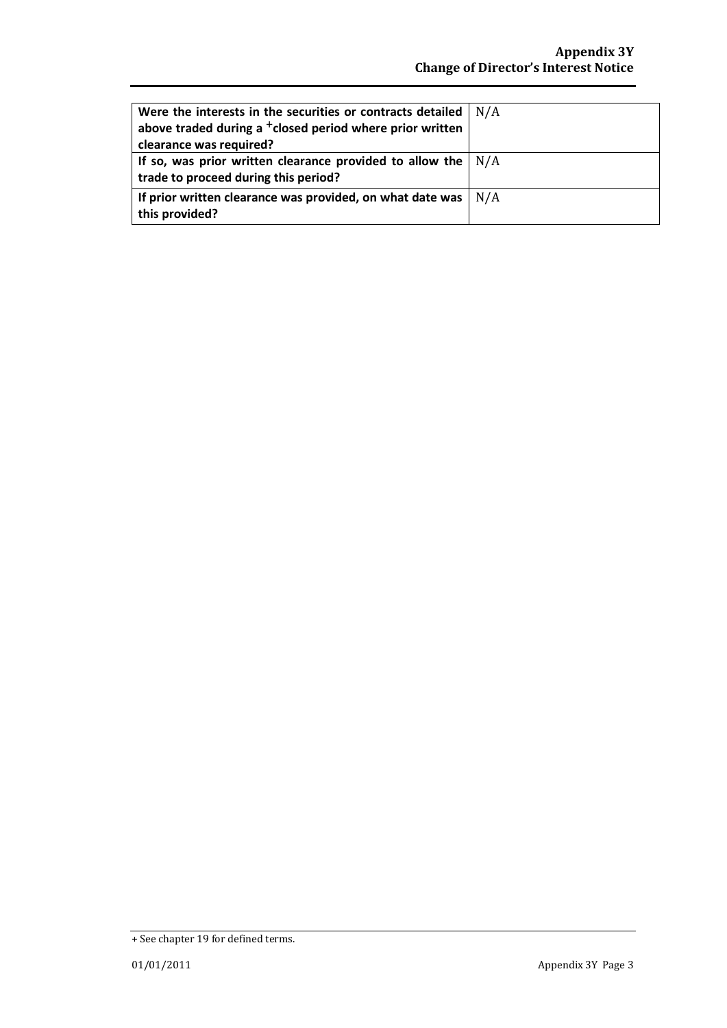| | |
|---|---|
| **Were the interests in the securities or contracts detailed above traded during a +closed period where prior written clearance was required?** | N/A |
| **If so, was prior written clearance provided to allow the trade to proceed during this period?** | N/A |
| **If prior written clearance was provided, on what date was this provided?** | N/A |

+ See chapter 19 for defined terms.